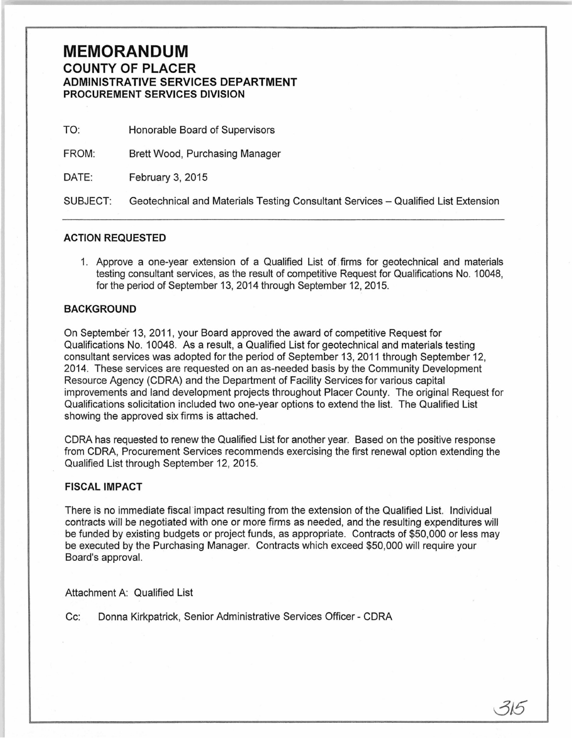# MEMORANDUM

## COUNTY OF PLACER

### ADMINISTRATIVE SERVICES DEPARTMENT

#### PROCUREMENT SERVICES DIVISION

TO: Honorable Board of Supervisors

FROM: Brett Wood, Purchasing Manager

DATE: February 3, 2015

SUBJECT: Geotechnical and Materials Testing Consultant Services – Qualified List Extension

---

**ACTION REQUESTED**

1. Approve a one-year extension of a Qualified List of firms for geotechnical and materials testing consultant services, as the result of competitive Request for Qualifications No. 10048, for the period of September 13, 2014 through September 12, 2015.

**BACKGROUND**

On September 13, 2011, your Board approved the award of competitive Request for Qualifications No. 10048. As a result, a Qualified List for geotechnical and materials testing consultant services was adopted for the period of September 13, 2011 through September 12, 2014. These services are requested on an as-needed basis by the Community Development Resource Agency (CDRA) and the Department of Facility Services for various capital improvements and land development projects throughout Placer County. The original Request for Qualifications solicitation included two one-year options to extend the list. The Qualified List showing the approved six firms is attached.

CDRA has requested to renew the Qualified List for another year. Based on the positive response from CDRA, Procurement Services recommends exercising the first renewal option extending the Qualified List through September 12, 2015.

**FISCAL IMPACT**

There is no immediate fiscal impact resulting from the extension of the Qualified List. Individual contracts will be negotiated with one or more firms as needed, and the resulting expenditures will be funded by existing budgets or project funds, as appropriate. Contracts of $50,000 or less may be executed by the Purchasing Manager. Contracts which exceed $50,000 will require your Board's approval.

Attachment A: Qualified List

Cc: Donna Kirkpatrick, Senior Administrative Services Officer - CDRA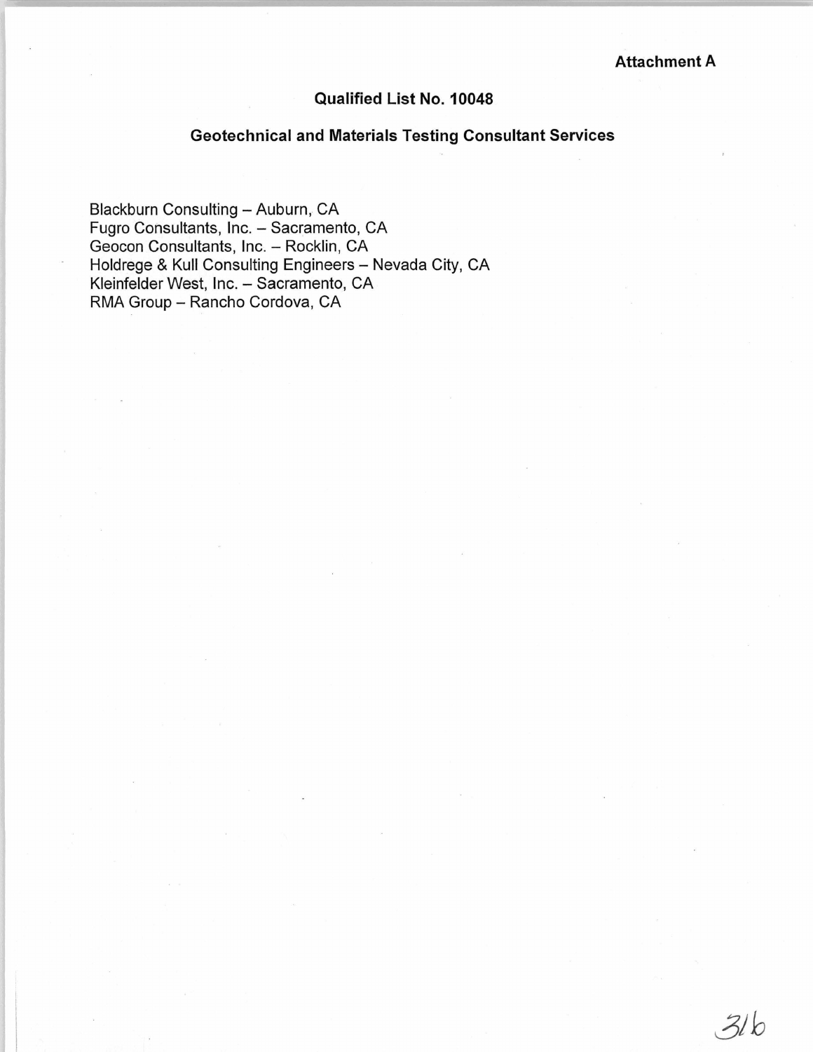**Attachment A**

## Qualified List No. 10048

## Geotechnical and Materials Testing Consultant Services

Blackburn Consulting – Auburn, CA
Fugro Consultants, Inc. – Sacramento, CA
Geocon Consultants, Inc. – Rocklin, CA
Holdrege & Kull Consulting Engineers – Nevada City, CA
Kleinfelder West, Inc. – Sacramento, CA
RMA Group – Rancho Cordova, CA